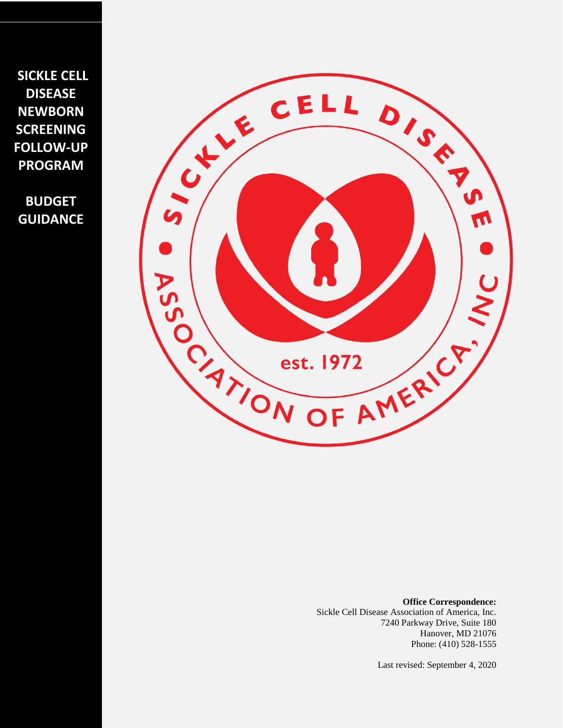# SICKLE CELL DISEASE NEWBORN SCREENING FOLLOW-UP PROGRAM

## BUDGET GUIDANCE

SICKLE CELL DISEASE • ASSOCIATION OF AMERICA, INC • est. 1972

**Office Correspondence:**
Sickle Cell Disease Association of America, Inc.
7240 Parkway Drive, Suite 180
Hanover, MD 21076
Phone: (410) 528-1555

Last revised: September 4, 2020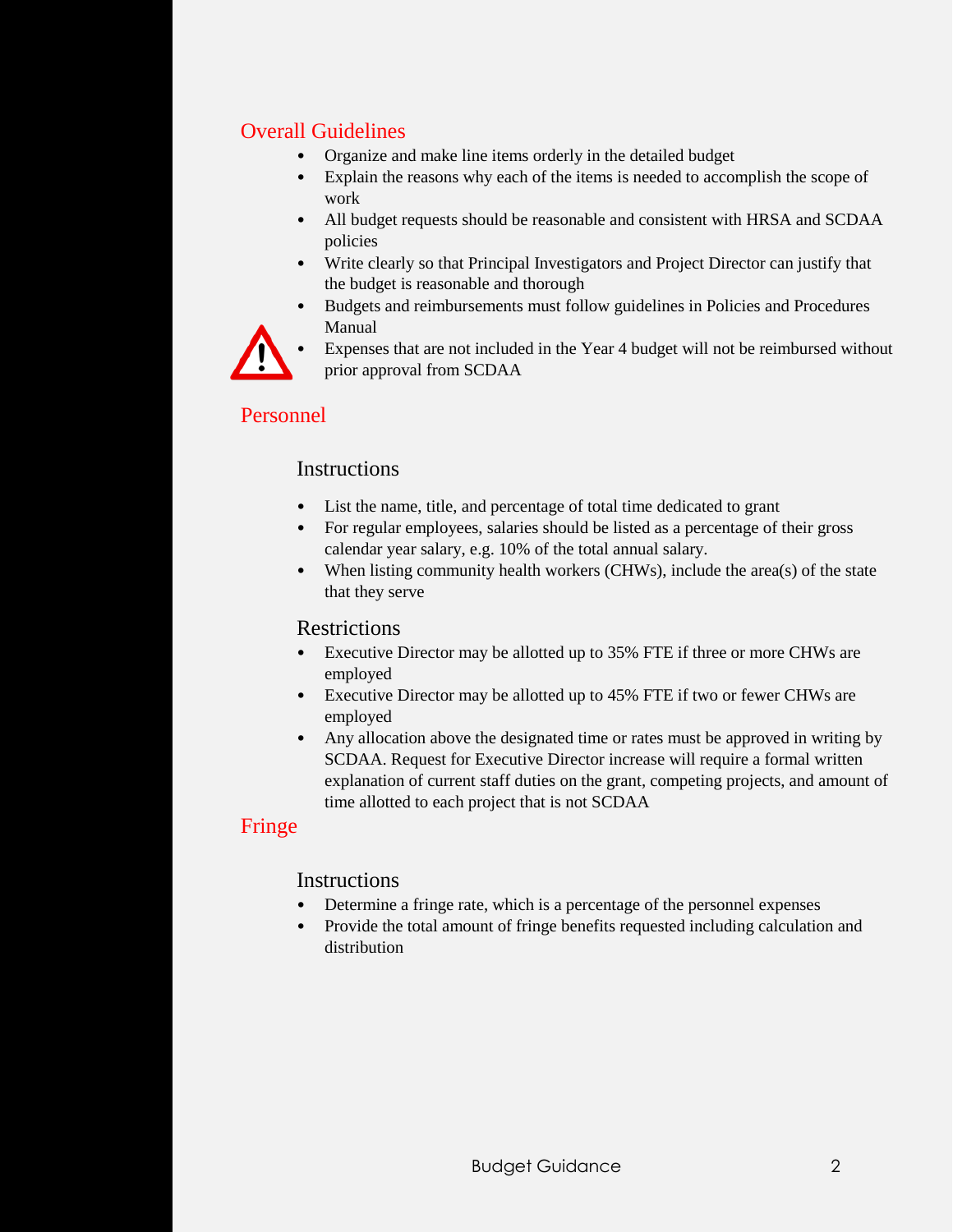## Overall Guidelines

- Organize and make line items orderly in the detailed budget
- Explain the reasons why each of the items is needed to accomplish the scope of work
- All budget requests should be reasonable and consistent with HRSA and SCDAA policies
- Write clearly so that Principal Investigators and Project Director can justify that the budget is reasonable and thorough
- Budgets and reimbursements must follow guidelines in Policies and Procedures Manual
- Expenses that are not included in the Year 4 budget will not be reimbursed without prior approval from SCDAA

## Personnel

### Instructions

- List the name, title, and percentage of total time dedicated to grant
- For regular employees, salaries should be listed as a percentage of their gross calendar year salary, e.g. 10% of the total annual salary.
- When listing community health workers (CHWs), include the area(s) of the state that they serve

### Restrictions

- Executive Director may be allotted up to 35% FTE if three or more CHWs are employed
- Executive Director may be allotted up to 45% FTE if two or fewer CHWs are employed
- Any allocation above the designated time or rates must be approved in writing by SCDAA. Request for Executive Director increase will require a formal written explanation of current staff duties on the grant, competing projects, and amount of time allotted to each project that is not SCDAA

## Fringe

### Instructions

- Determine a fringe rate, which is a percentage of the personnel expenses
- Provide the total amount of fringe benefits requested including calculation and distribution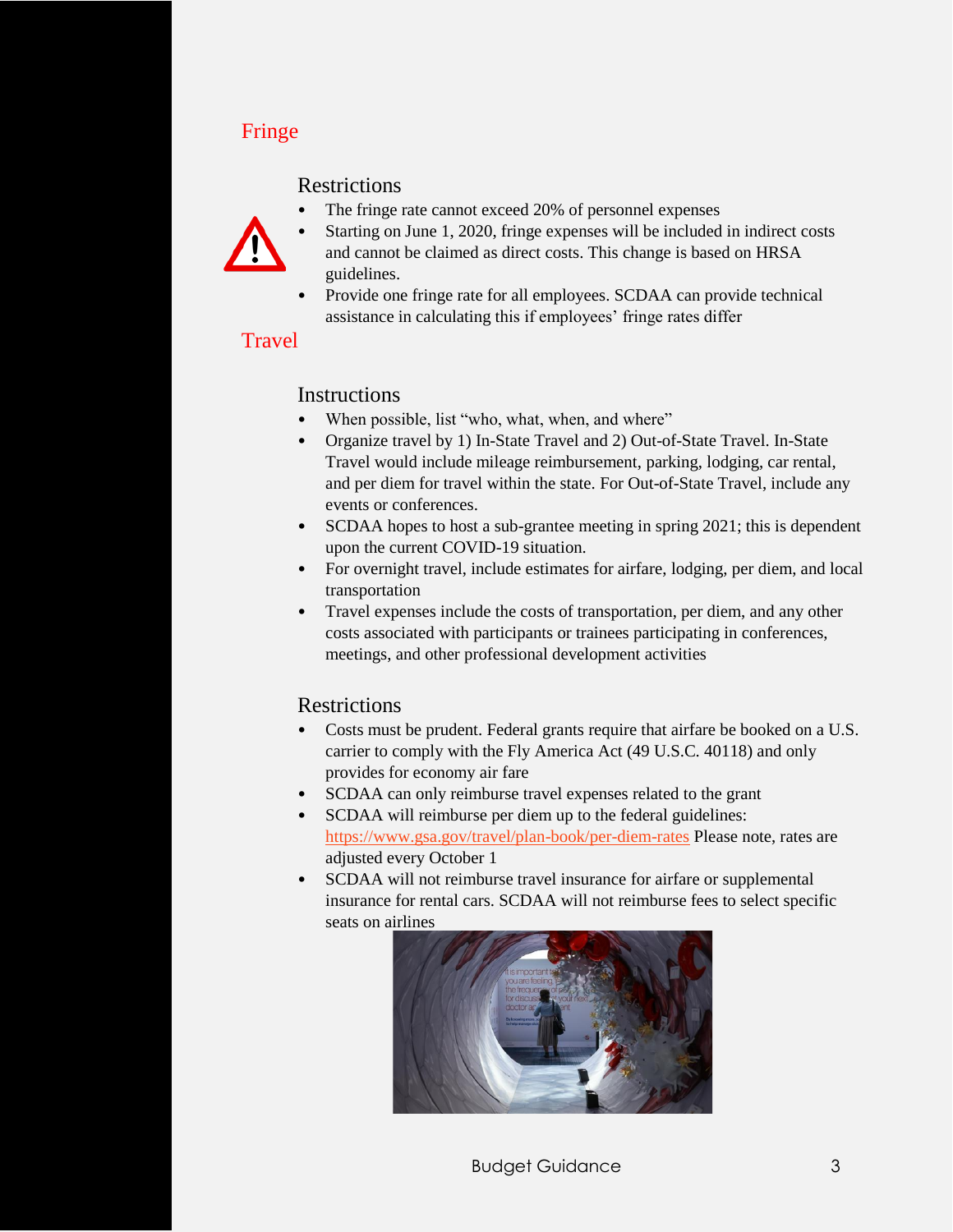## Fringe

### Restrictions

- The fringe rate cannot exceed 20% of personnel expenses
- Starting on June 1, 2020, fringe expenses will be included in indirect costs and cannot be claimed as direct costs. This change is based on HRSA guidelines.
- Provide one fringe rate for all employees. SCDAA can provide technical assistance in calculating this if employees' fringe rates differ

## Travel

### Instructions

- When possible, list "who, what, when, and where"
- Organize travel by 1) In-State Travel and 2) Out-of-State Travel. In-State Travel would include mileage reimbursement, parking, lodging, car rental, and per diem for travel within the state. For Out-of-State Travel, include any events or conferences.
- SCDAA hopes to host a sub-grantee meeting in spring 2021; this is dependent upon the current COVID-19 situation.
- For overnight travel, include estimates for airfare, lodging, per diem, and local transportation
- Travel expenses include the costs of transportation, per diem, and any other costs associated with participants or trainees participating in conferences, meetings, and other professional development activities

### Restrictions

- Costs must be prudent. Federal grants require that airfare be booked on a U.S. carrier to comply with the Fly America Act (49 U.S.C. 40118) and only provides for economy air fare
- SCDAA can only reimburse travel expenses related to the grant
- SCDAA will reimburse per diem up to the federal guidelines: https://www.gsa.gov/travel/plan-book/per-diem-rates Please note, rates are adjusted every October 1
- SCDAA will not reimburse travel insurance for airfare or supplemental insurance for rental cars. SCDAA will not reimburse fees to select specific seats on airlines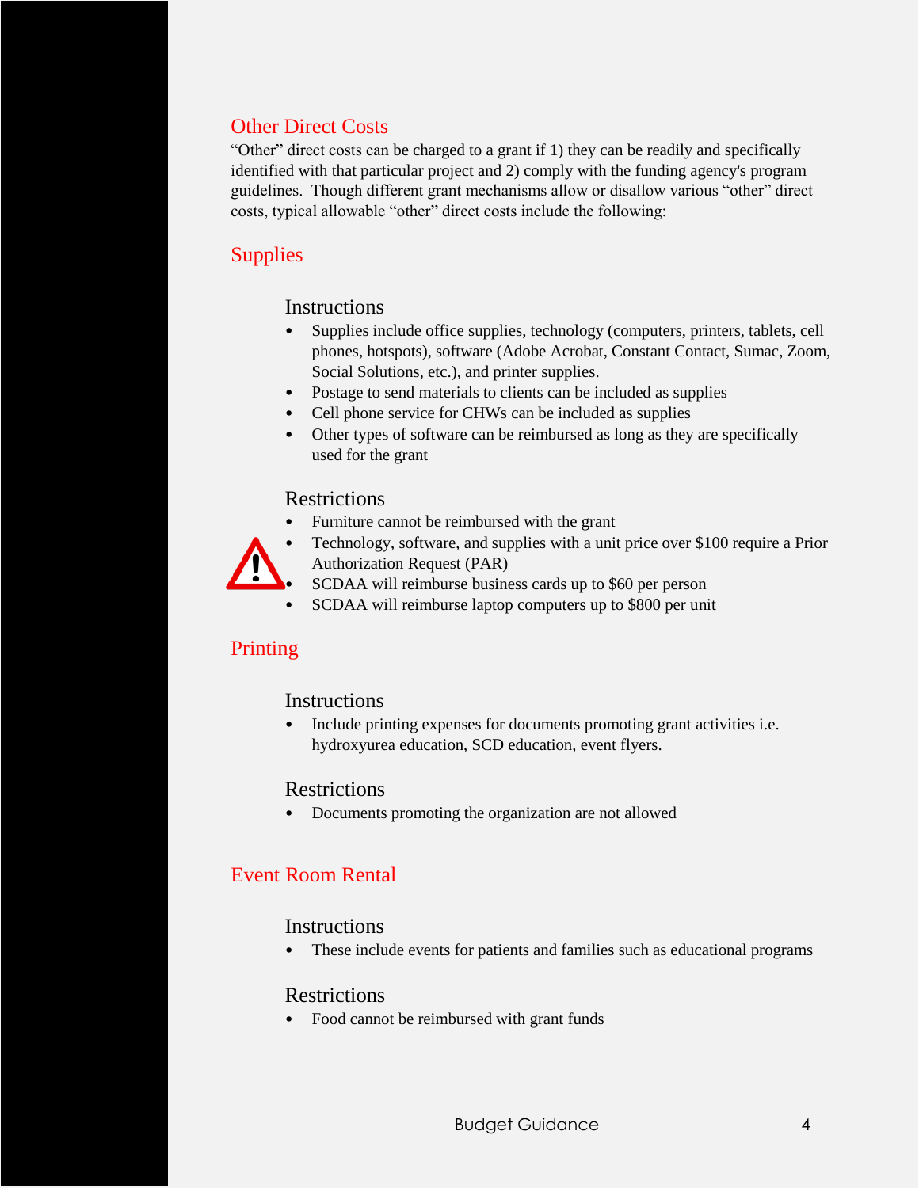## Other Direct Costs

“Other” direct costs can be charged to a grant if 1) they can be readily and specifically identified with that particular project and 2) comply with the funding agency's program guidelines. Though different grant mechanisms allow or disallow various “other” direct costs, typical allowable “other” direct costs include the following:

## Supplies

### Instructions

- Supplies include office supplies, technology (computers, printers, tablets, cell phones, hotspots), software (Adobe Acrobat, Constant Contact, Sumac, Zoom, Social Solutions, etc.), and printer supplies.
- Postage to send materials to clients can be included as supplies
- Cell phone service for CHWs can be included as supplies
- Other types of software can be reimbursed as long as they are specifically used for the grant

### Restrictions

- Furniture cannot be reimbursed with the grant
- Technology, software, and supplies with a unit price over $100 require a Prior Authorization Request (PAR)
- SCDAA will reimburse business cards up to $60 per person
- SCDAA will reimburse laptop computers up to $800 per unit

## Printing

### Instructions

- Include printing expenses for documents promoting grant activities i.e. hydroxyurea education, SCD education, event flyers.

### Restrictions

- Documents promoting the organization are not allowed

## Event Room Rental

### Instructions

- These include events for patients and families such as educational programs

### Restrictions

- Food cannot be reimbursed with grant funds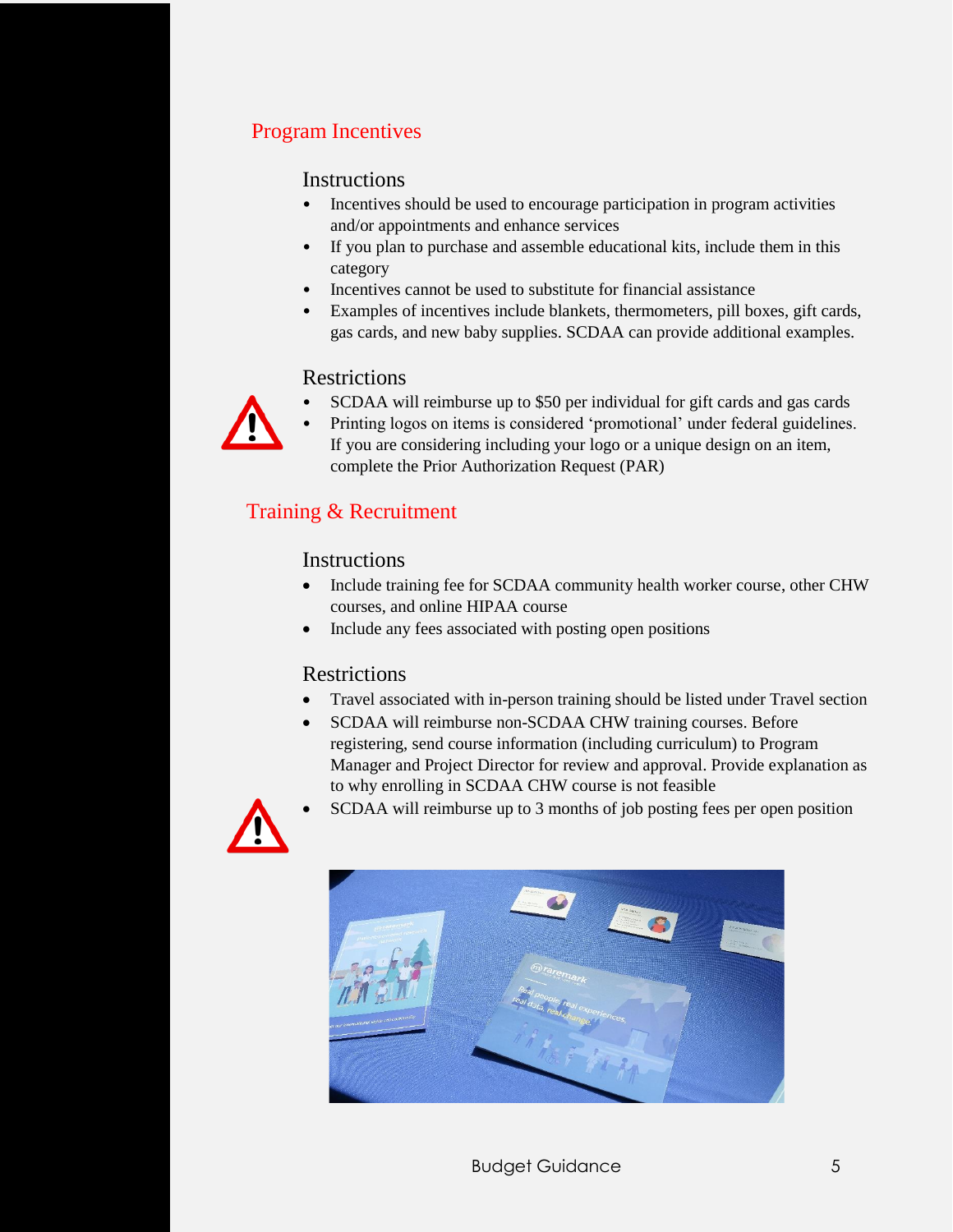## Program Incentives

### Instructions

- Incentives should be used to encourage participation in program activities and/or appointments and enhance services
- If you plan to purchase and assemble educational kits, include them in this category
- Incentives cannot be used to substitute for financial assistance
- Examples of incentives include blankets, thermometers, pill boxes, gift cards, gas cards, and new baby supplies. SCDAA can provide additional examples.

### Restrictions

- SCDAA will reimburse up to $50 per individual for gift cards and gas cards
- Printing logos on items is considered 'promotional' under federal guidelines. If you are considering including your logo or a unique design on an item, complete the Prior Authorization Request (PAR)

## Training & Recruitment

### Instructions

- Include training fee for SCDAA community health worker course, other CHW courses, and online HIPAA course
- Include any fees associated with posting open positions

### Restrictions

- Travel associated with in-person training should be listed under Travel section
- SCDAA will reimburse non-SCDAA CHW training courses. Before registering, send course information (including curriculum) to Program Manager and Project Director for review and approval. Provide explanation as to why enrolling in SCDAA CHW course is not feasible
- SCDAA will reimburse up to 3 months of job posting fees per open position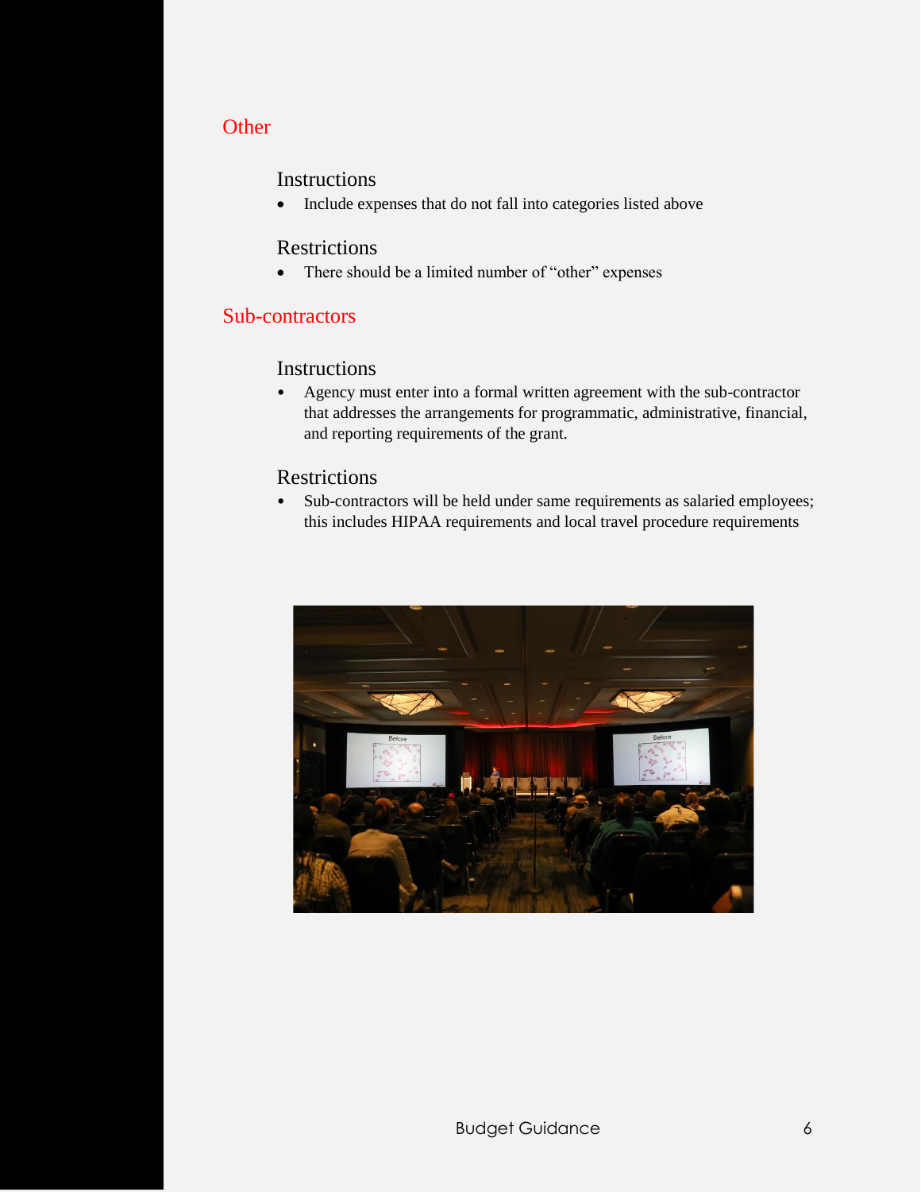## Other

### Instructions

- Include expenses that do not fall into categories listed above

### Restrictions

- There should be a limited number of "other" expenses

## Sub-contractors

### Instructions

- Agency must enter into a formal written agreement with the sub-contractor that addresses the arrangements for programmatic, administrative, financial, and reporting requirements of the grant.

### Restrictions

- Sub-contractors will be held under same requirements as salaried employees; this includes HIPAA requirements and local travel procedure requirements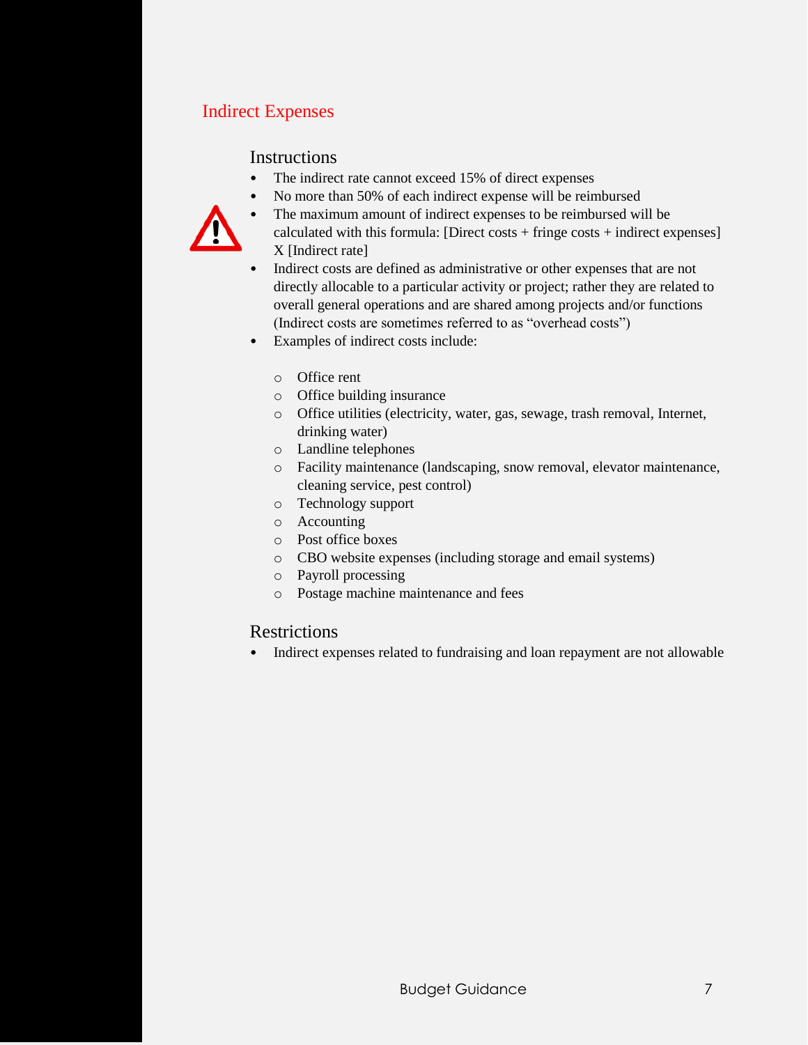## Indirect Expenses

### Instructions

- The indirect rate cannot exceed 15% of direct expenses
- No more than 50% of each indirect expense will be reimbursed
- The maximum amount of indirect expenses to be reimbursed will be calculated with this formula: [Direct costs + fringe costs + indirect expenses] X [Indirect rate]
- Indirect costs are defined as administrative or other expenses that are not directly allocable to a particular activity or project; rather they are related to overall general operations and are shared among projects and/or functions (Indirect costs are sometimes referred to as "overhead costs")
- Examples of indirect costs include:
  - Office rent
  - Office building insurance
  - Office utilities (electricity, water, gas, sewage, trash removal, Internet, drinking water)
  - Landline telephones
  - Facility maintenance (landscaping, snow removal, elevator maintenance, cleaning service, pest control)
  - Technology support
  - Accounting
  - Post office boxes
  - CBO website expenses (including storage and email systems)
  - Payroll processing
  - Postage machine maintenance and fees

### Restrictions

- Indirect expenses related to fundraising and loan repayment are not allowable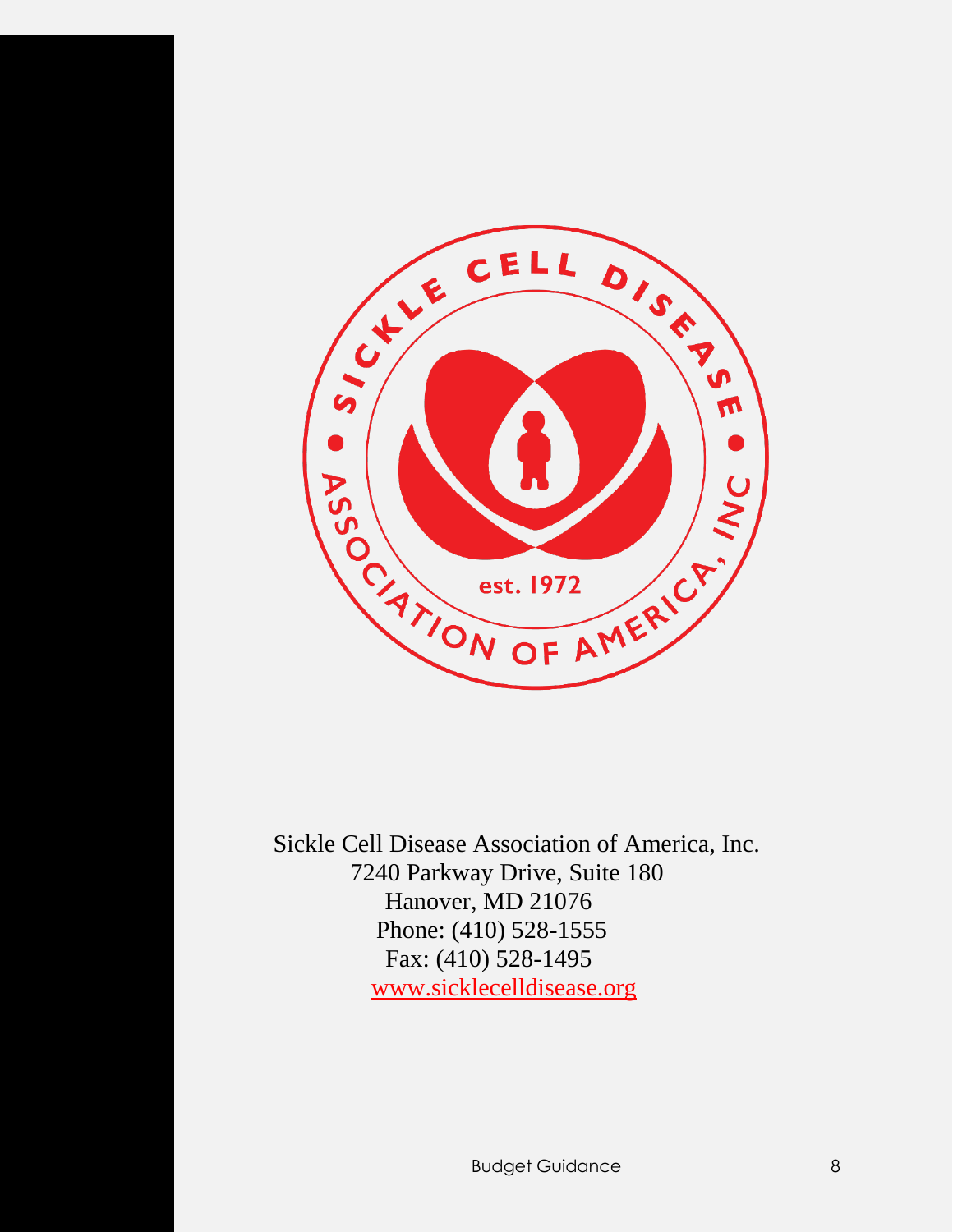Sickle Cell Disease Association of America, Inc.
7240 Parkway Drive, Suite 180
Hanover, MD 21076
Phone: (410) 528-1555
Fax: (410) 528-1495
www.sicklecelldisease.org